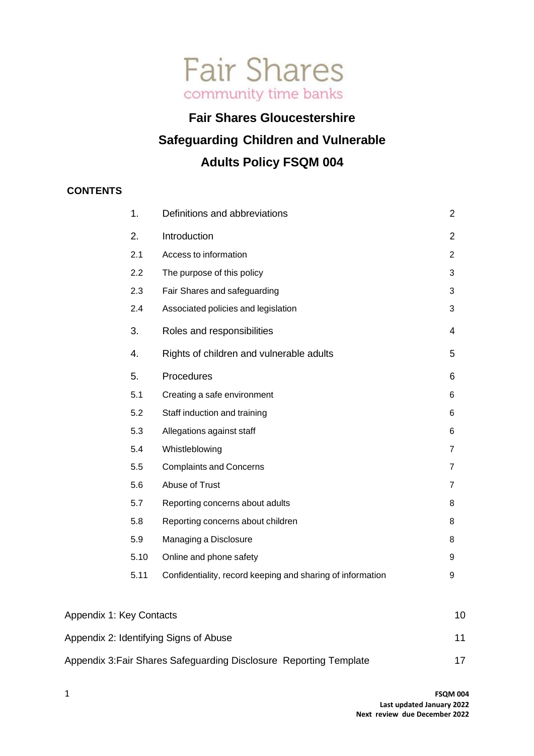Fair Shares
community time banks

# Fair Shares Gloucestershire
# Safeguarding Children and Vulnerable Adults Policy FSQM 004

**CONTENTS**

| | | |
|---|---|---|
| 1. | Definitions and abbreviations | 2 |
| 2. | Introduction | 2 |
| 2.1 | Access to information | 2 |
| 2.2 | The purpose of this policy | 3 |
| 2.3 | Fair Shares and safeguarding | 3 |
| 2.4 | Associated policies and legislation | 3 |
| 3. | Roles and responsibilities | 4 |
| 4. | Rights of children and vulnerable adults | 5 |
| 5. | Procedures | 6 |
| 5.1 | Creating a safe environment | 6 |
| 5.2 | Staff induction and training | 6 |
| 5.3 | Allegations against staff | 6 |
| 5.4 | Whistleblowing | 7 |
| 5.5 | Complaints and Concerns | 7 |
| 5.6 | Abuse of Trust | 7 |
| 5.7 | Reporting concerns about adults | 8 |
| 5.8 | Reporting concerns about children | 8 |
| 5.9 | Managing a Disclosure | 8 |
| 5.10 | Online and phone safety | 9 |
| 5.11 | Confidentiality, record keeping and sharing of information | 9 |

| | |
|---|---|
| Appendix 1: Key Contacts | 10 |
| Appendix 2: Identifying Signs of Abuse | 11 |
| Appendix 3:Fair Shares Safeguarding Disclosure Reporting Template | 17 |

**FSQM 004**
**Last updated January 2022**
**Next review due December 2022**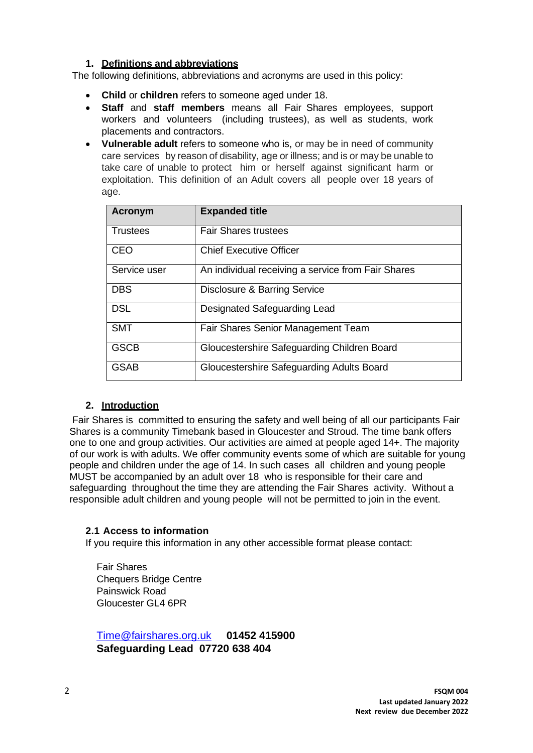## 1. Definitions and abbreviations

The following definitions, abbreviations and acronyms are used in this policy:

- **Child** or **children** refers to someone aged under 18.
- **Staff** and **staff members** means all Fair Shares employees, support workers and volunteers (including trustees), as well as students, work placements and contractors.
- **Vulnerable adult** refers to someone who is, or may be in need of community care services by reason of disability, age or illness; and is or may be unable to take care of unable to protect him or herself against significant harm or exploitation. This definition of an Adult covers all people over 18 years of age.

| Acronym | Expanded title |
|---|---|
| Trustees | Fair Shares trustees |
| CEO | Chief Executive Officer |
| Service user | An individual receiving a service from Fair Shares |
| DBS | Disclosure & Barring Service |
| DSL | Designated Safeguarding Lead |
| SMT | Fair Shares Senior Management Team |
| GSCB | Gloucestershire Safeguarding Children Board |
| GSAB | Gloucestershire Safeguarding Adults Board |

## 2. Introduction

Fair Shares is committed to ensuring the safety and well being of all our participants Fair Shares is a community Timebank based in Gloucester and Stroud. The time bank offers one to one and group activities. Our activities are aimed at people aged 14+. The majority of our work is with adults. We offer community events some of which are suitable for young people and children under the age of 14. In such cases all children and young people MUST be accompanied by an adult over 18 who is responsible for their care and safeguarding throughout the time they are attending the Fair Shares activity. Without a responsible adult children and young people will not be permitted to join in the event.

### 2.1 Access to information

If you require this information in any other accessible format please contact:

Fair Shares
Chequers Bridge Centre
Painswick Road
Gloucester GL4 6PR

Time@fairshares.org.uk **01452 415900**
**Safeguarding Lead 07720 638 404**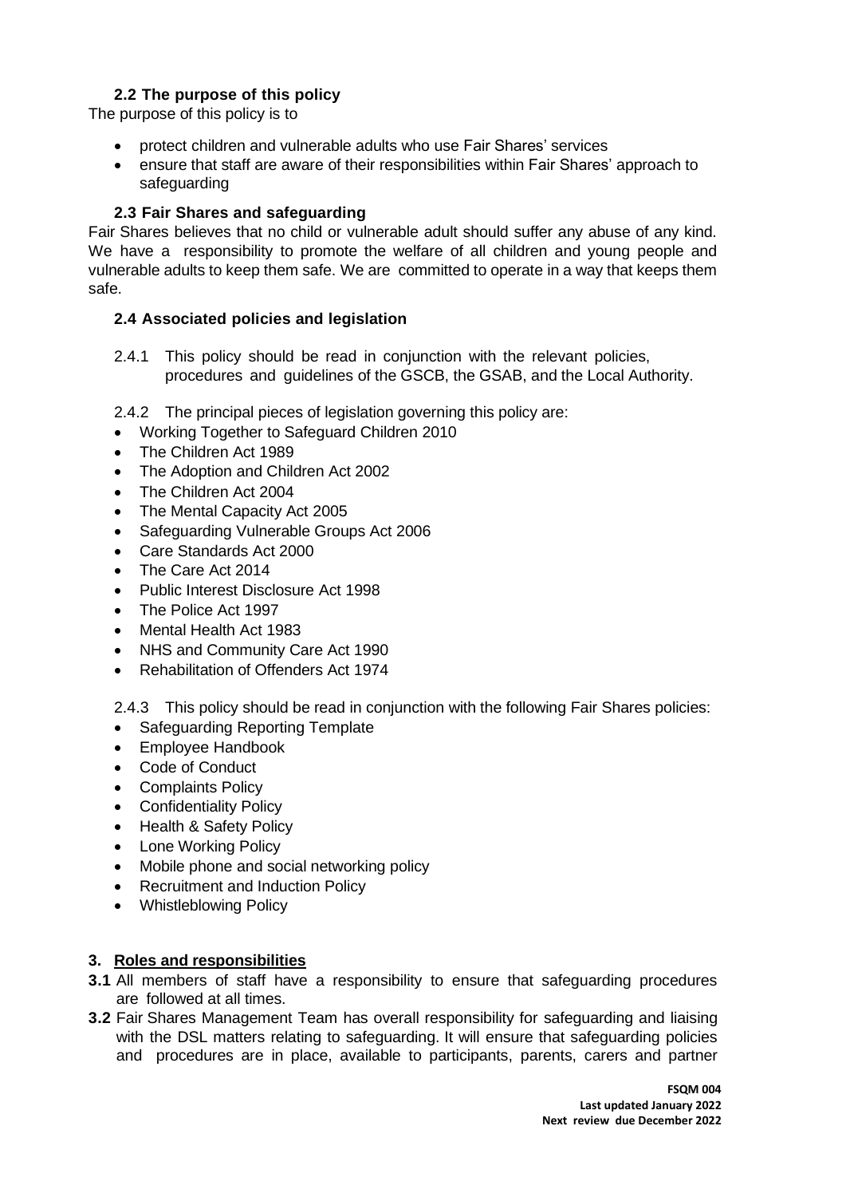### 2.2 The purpose of this policy

The purpose of this policy is to

- protect children and vulnerable adults who use Fair Shares' services
- ensure that staff are aware of their responsibilities within Fair Shares' approach to safeguarding

### 2.3 Fair Shares and safeguarding

Fair Shares believes that no child or vulnerable adult should suffer any abuse of any kind. We have a responsibility to promote the welfare of all children and young people and vulnerable adults to keep them safe. We are committed to operate in a way that keeps them safe.

### 2.4 Associated policies and legislation

2.4.1 This policy should be read in conjunction with the relevant policies, procedures and guidelines of the GSCB, the GSAB, and the Local Authority.

2.4.2 The principal pieces of legislation governing this policy are:

- Working Together to Safeguard Children 2010
- The Children Act 1989
- The Adoption and Children Act 2002
- The Children Act 2004
- The Mental Capacity Act 2005
- Safeguarding Vulnerable Groups Act 2006
- Care Standards Act 2000
- The Care Act 2014
- Public Interest Disclosure Act 1998
- The Police Act 1997
- Mental Health Act 1983
- NHS and Community Care Act 1990
- Rehabilitation of Offenders Act 1974

2.4.3 This policy should be read in conjunction with the following Fair Shares policies:

- Safeguarding Reporting Template
- Employee Handbook
- Code of Conduct
- Complaints Policy
- Confidentiality Policy
- Health & Safety Policy
- Lone Working Policy
- Mobile phone and social networking policy
- Recruitment and Induction Policy
- Whistleblowing Policy

## 3. Roles and responsibilities

**3.1** All members of staff have a responsibility to ensure that safeguarding procedures are followed at all times.

**3.2** Fair Shares Management Team has overall responsibility for safeguarding and liaising with the DSL matters relating to safeguarding. It will ensure that safeguarding policies and procedures are in place, available to participants, parents, carers and partner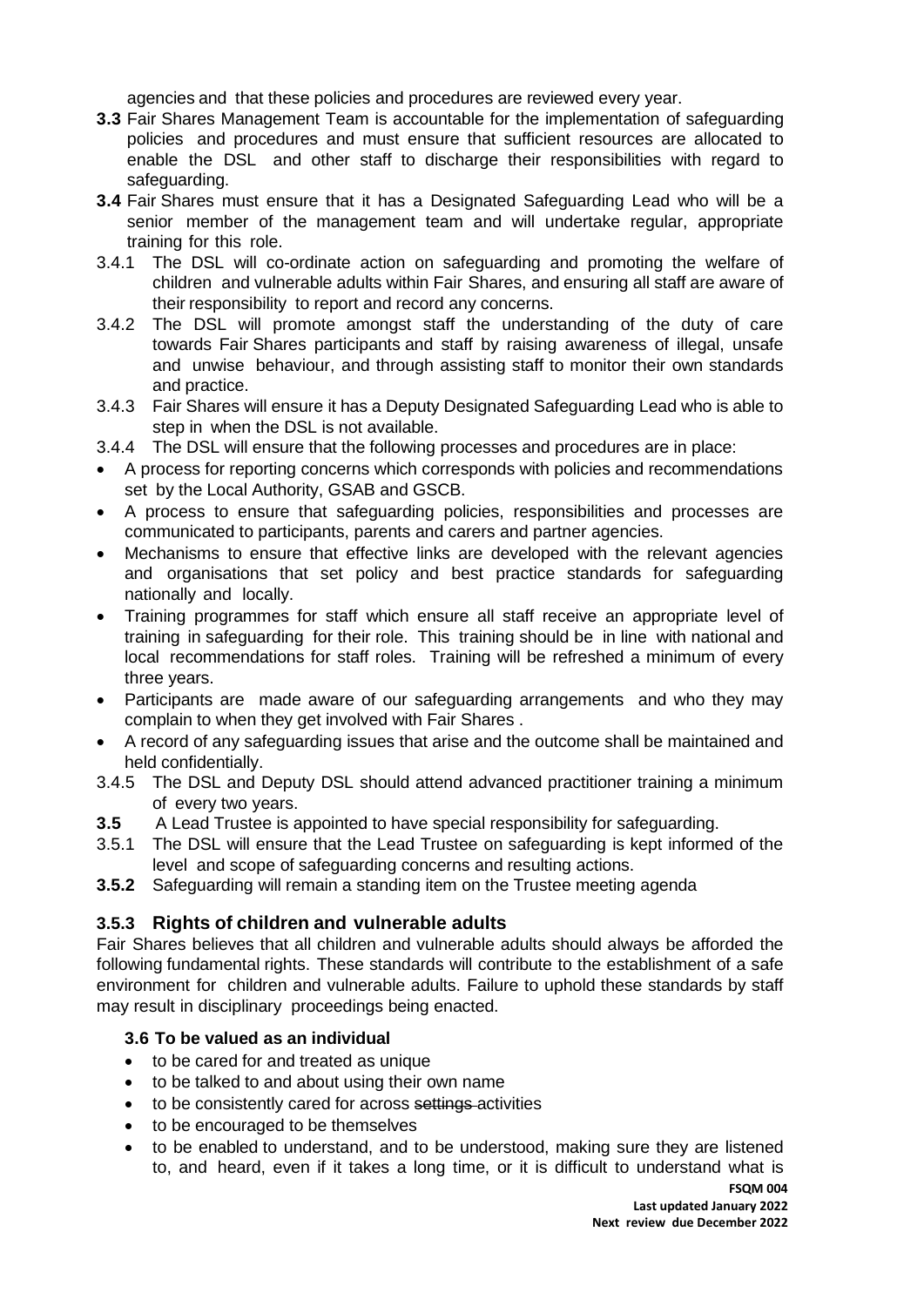agencies and that these policies and procedures are reviewed every year.

**3.3** Fair Shares Management Team is accountable for the implementation of safeguarding policies and procedures and must ensure that sufficient resources are allocated to enable the DSL and other staff to discharge their responsibilities with regard to safeguarding.

**3.4** Fair Shares must ensure that it has a Designated Safeguarding Lead who will be a senior member of the management team and will undertake regular, appropriate training for this role.

3.4.1 The DSL will co-ordinate action on safeguarding and promoting the welfare of children and vulnerable adults within Fair Shares, and ensuring all staff are aware of their responsibility to report and record any concerns.

3.4.2 The DSL will promote amongst staff the understanding of the duty of care towards Fair Shares participants and staff by raising awareness of illegal, unsafe and unwise behaviour, and through assisting staff to monitor their own standards and practice.

3.4.3 Fair Shares will ensure it has a Deputy Designated Safeguarding Lead who is able to step in when the DSL is not available.

3.4.4 The DSL will ensure that the following processes and procedures are in place:

- A process for reporting concerns which corresponds with policies and recommendations set by the Local Authority, GSAB and GSCB.
- A process to ensure that safeguarding policies, responsibilities and processes are communicated to participants, parents and carers and partner agencies.
- Mechanisms to ensure that effective links are developed with the relevant agencies and organisations that set policy and best practice standards for safeguarding nationally and locally.
- Training programmes for staff which ensure all staff receive an appropriate level of training in safeguarding for their role. This training should be in line with national and local recommendations for staff roles. Training will be refreshed a minimum of every three years.
- Participants are made aware of our safeguarding arrangements and who they may complain to when they get involved with Fair Shares .
- A record of any safeguarding issues that arise and the outcome shall be maintained and held confidentially.

3.4.5 The DSL and Deputy DSL should attend advanced practitioner training a minimum of every two years.

**3.5** A Lead Trustee is appointed to have special responsibility for safeguarding.

3.5.1 The DSL will ensure that the Lead Trustee on safeguarding is kept informed of the level and scope of safeguarding concerns and resulting actions.

**3.5.2** Safeguarding will remain a standing item on the Trustee meeting agenda

### 3.5.3 Rights of children and vulnerable adults

Fair Shares believes that all children and vulnerable adults should always be afforded the following fundamental rights. These standards will contribute to the establishment of a safe environment for children and vulnerable adults. Failure to uphold these standards by staff may result in disciplinary proceedings being enacted.

#### 3.6 To be valued as an individual

- to be cared for and treated as unique
- to be talked to and about using their own name
- to be consistently cared for across ~~settings~~ activities
- to be encouraged to be themselves
- to be enabled to understand, and to be understood, making sure they are listened to, and heard, even if it takes a long time, or it is difficult to understand what is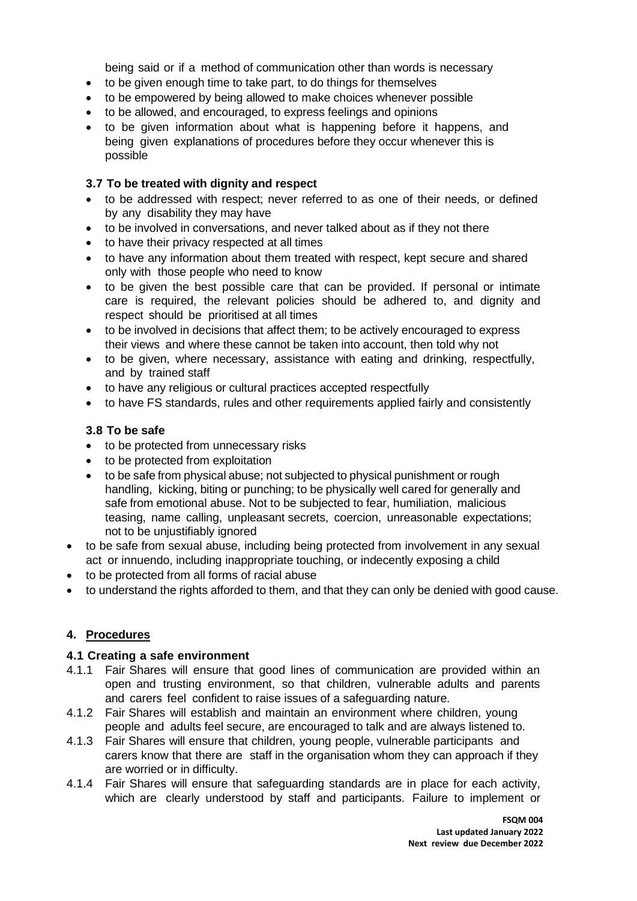being said or if a method of communication other than words is necessary

- to be given enough time to take part, to do things for themselves
- to be empowered by being allowed to make choices whenever possible
- to be allowed, and encouraged, to express feelings and opinions
- to be given information about what is happening before it happens, and being given explanations of procedures before they occur whenever this is possible

### 3.7 To be treated with dignity and respect

- to be addressed with respect; never referred to as one of their needs, or defined by any disability they may have
- to be involved in conversations, and never talked about as if they not there
- to have their privacy respected at all times
- to have any information about them treated with respect, kept secure and shared only with those people who need to know
- to be given the best possible care that can be provided. If personal or intimate care is required, the relevant policies should be adhered to, and dignity and respect should be prioritised at all times
- to be involved in decisions that affect them; to be actively encouraged to express their views and where these cannot be taken into account, then told why not
- to be given, where necessary, assistance with eating and drinking, respectfully, and by trained staff
- to have any religious or cultural practices accepted respectfully
- to have FS standards, rules and other requirements applied fairly and consistently

### 3.8 To be safe

- to be protected from unnecessary risks
- to be protected from exploitation
- to be safe from physical abuse; not subjected to physical punishment or rough handling, kicking, biting or punching; to be physically well cared for generally and safe from emotional abuse. Not to be subjected to fear, humiliation, malicious teasing, name calling, unpleasant secrets, coercion, unreasonable expectations; not to be unjustifiably ignored
- to be safe from sexual abuse, including being protected from involvement in any sexual act or innuendo, including inappropriate touching, or indecently exposing a child
- to be protected from all forms of racial abuse
- to understand the rights afforded to them, and that they can only be denied with good cause.

## 4. Procedures

### 4.1 Creating a safe environment

4.1.1 Fair Shares will ensure that good lines of communication are provided within an open and trusting environment, so that children, vulnerable adults and parents and carers feel confident to raise issues of a safeguarding nature.

4.1.2 Fair Shares will establish and maintain an environment where children, young people and adults feel secure, are encouraged to talk and are always listened to.

4.1.3 Fair Shares will ensure that children, young people, vulnerable participants and carers know that there are staff in the organisation whom they can approach if they are worried or in difficulty.

4.1.4 Fair Shares will ensure that safeguarding standards are in place for each activity, which are clearly understood by staff and participants. Failure to implement or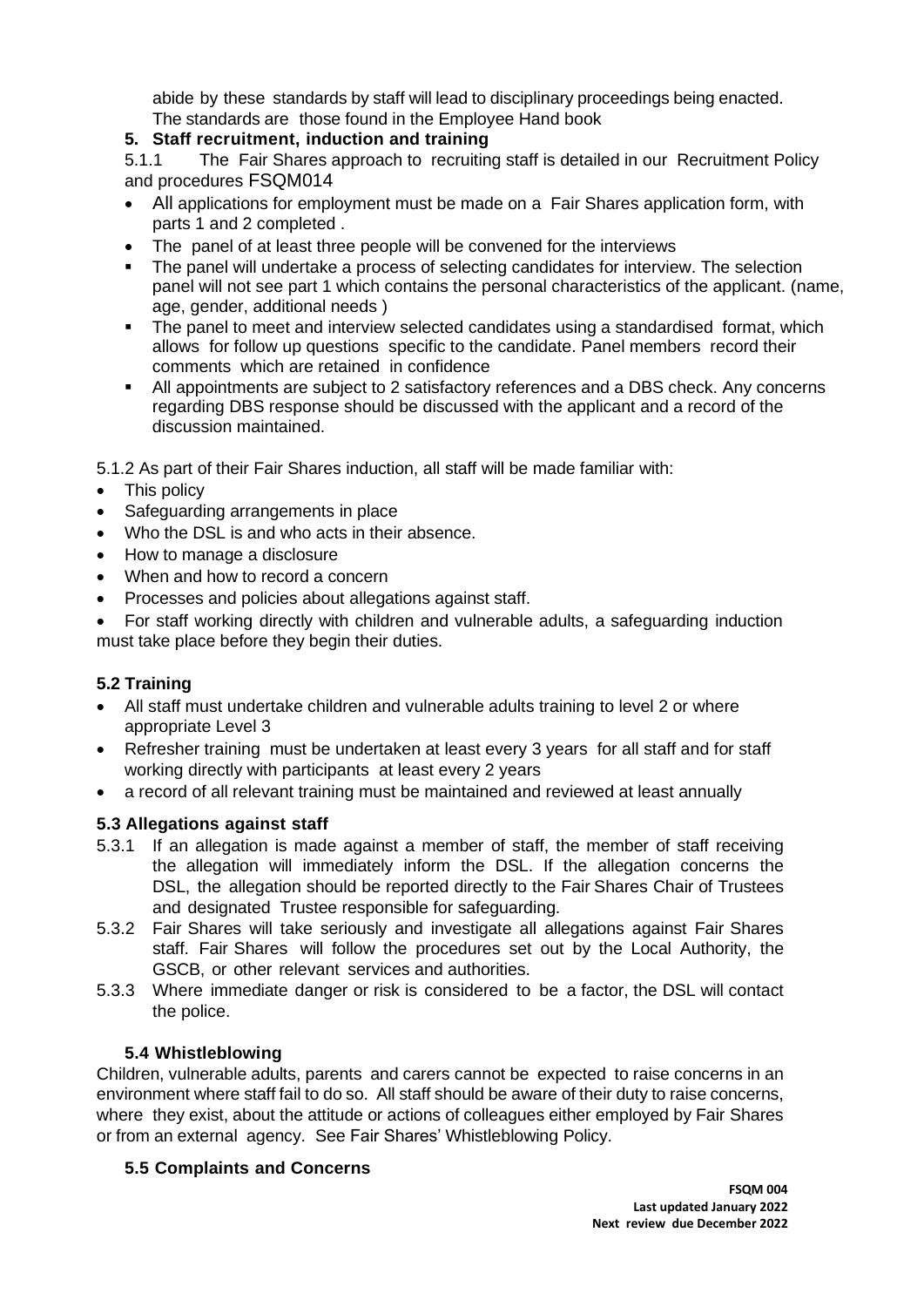abide by these standards by staff will lead to disciplinary proceedings being enacted. The standards are those found in the Employee Hand book

## 5. Staff recruitment, induction and training

5.1.1 The Fair Shares approach to recruiting staff is detailed in our Recruitment Policy and procedures FSQM014

- All applications for employment must be made on a Fair Shares application form, with parts 1 and 2 completed .
- The panel of at least three people will be convened for the interviews
- The panel will undertake a process of selecting candidates for interview. The selection panel will not see part 1 which contains the personal characteristics of the applicant. (name, age, gender, additional needs )
- The panel to meet and interview selected candidates using a standardised format, which allows for follow up questions specific to the candidate. Panel members record their comments which are retained in confidence
- All appointments are subject to 2 satisfactory references and a DBS check. Any concerns regarding DBS response should be discussed with the applicant and a record of the discussion maintained.

5.1.2 As part of their Fair Shares induction, all staff will be made familiar with:

- This policy
- Safeguarding arrangements in place
- Who the DSL is and who acts in their absence.
- How to manage a disclosure
- When and how to record a concern
- Processes and policies about allegations against staff.
- For staff working directly with children and vulnerable adults, a safeguarding induction must take place before they begin their duties.

### 5.2 Training

- All staff must undertake children and vulnerable adults training to level 2 or where appropriate Level 3
- Refresher training must be undertaken at least every 3 years for all staff and for staff working directly with participants at least every 2 years
- a record of all relevant training must be maintained and reviewed at least annually

### 5.3 Allegations against staff

5.3.1 If an allegation is made against a member of staff, the member of staff receiving the allegation will immediately inform the DSL. If the allegation concerns the DSL, the allegation should be reported directly to the Fair Shares Chair of Trustees and designated Trustee responsible for safeguarding.

5.3.2 Fair Shares will take seriously and investigate all allegations against Fair Shares staff. Fair Shares will follow the procedures set out by the Local Authority, the GSCB, or other relevant services and authorities.

5.3.3 Where immediate danger or risk is considered to be a factor, the DSL will contact the police.

### 5.4 Whistleblowing

Children, vulnerable adults, parents and carers cannot be expected to raise concerns in an environment where staff fail to do so. All staff should be aware of their duty to raise concerns, where they exist, about the attitude or actions of colleagues either employed by Fair Shares or from an external agency. See Fair Shares' Whistleblowing Policy.

### 5.5 Complaints and Concerns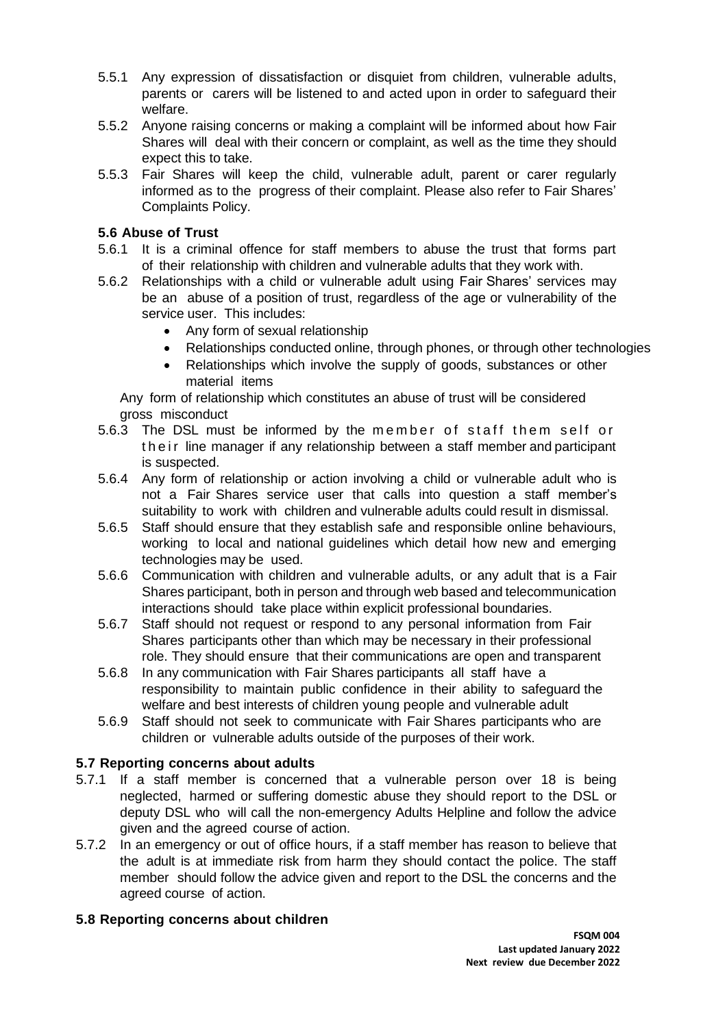5.5.1 Any expression of dissatisfaction or disquiet from children, vulnerable adults, parents or carers will be listened to and acted upon in order to safeguard their welfare.

5.5.2 Anyone raising concerns or making a complaint will be informed about how Fair Shares will deal with their concern or complaint, as well as the time they should expect this to take.

5.5.3 Fair Shares will keep the child, vulnerable adult, parent or carer regularly informed as to the progress of their complaint. Please also refer to Fair Shares' Complaints Policy.

### 5.6 Abuse of Trust

5.6.1 It is a criminal offence for staff members to abuse the trust that forms part of their relationship with children and vulnerable adults that they work with.

5.6.2 Relationships with a child or vulnerable adult using Fair Shares' services may be an abuse of a position of trust, regardless of the age or vulnerability of the service user. This includes:

- Any form of sexual relationship
- Relationships conducted online, through phones, or through other technologies
- Relationships which involve the supply of goods, substances or other material items

Any form of relationship which constitutes an abuse of trust will be considered gross misconduct

5.6.3 The DSL must be informed by the member of staff them self or their line manager if any relationship between a staff member and participant is suspected.

5.6.4 Any form of relationship or action involving a child or vulnerable adult who is not a Fair Shares service user that calls into question a staff member's suitability to work with children and vulnerable adults could result in dismissal.

5.6.5 Staff should ensure that they establish safe and responsible online behaviours, working to local and national guidelines which detail how new and emerging technologies may be used.

5.6.6 Communication with children and vulnerable adults, or any adult that is a Fair Shares participant, both in person and through web based and telecommunication interactions should take place within explicit professional boundaries.

5.6.7 Staff should not request or respond to any personal information from Fair Shares participants other than which may be necessary in their professional role. They should ensure that their communications are open and transparent

5.6.8 In any communication with Fair Shares participants all staff have a responsibility to maintain public confidence in their ability to safeguard the welfare and best interests of children young people and vulnerable adult

5.6.9 Staff should not seek to communicate with Fair Shares participants who are children or vulnerable adults outside of the purposes of their work.

### 5.7 Reporting concerns about adults

5.7.1 If a staff member is concerned that a vulnerable person over 18 is being neglected, harmed or suffering domestic abuse they should report to the DSL or deputy DSL who will call the non-emergency Adults Helpline and follow the advice given and the agreed course of action.

5.7.2 In an emergency or out of office hours, if a staff member has reason to believe that the adult is at immediate risk from harm they should contact the police. The staff member should follow the advice given and report to the DSL the concerns and the agreed course of action.

### 5.8 Reporting concerns about children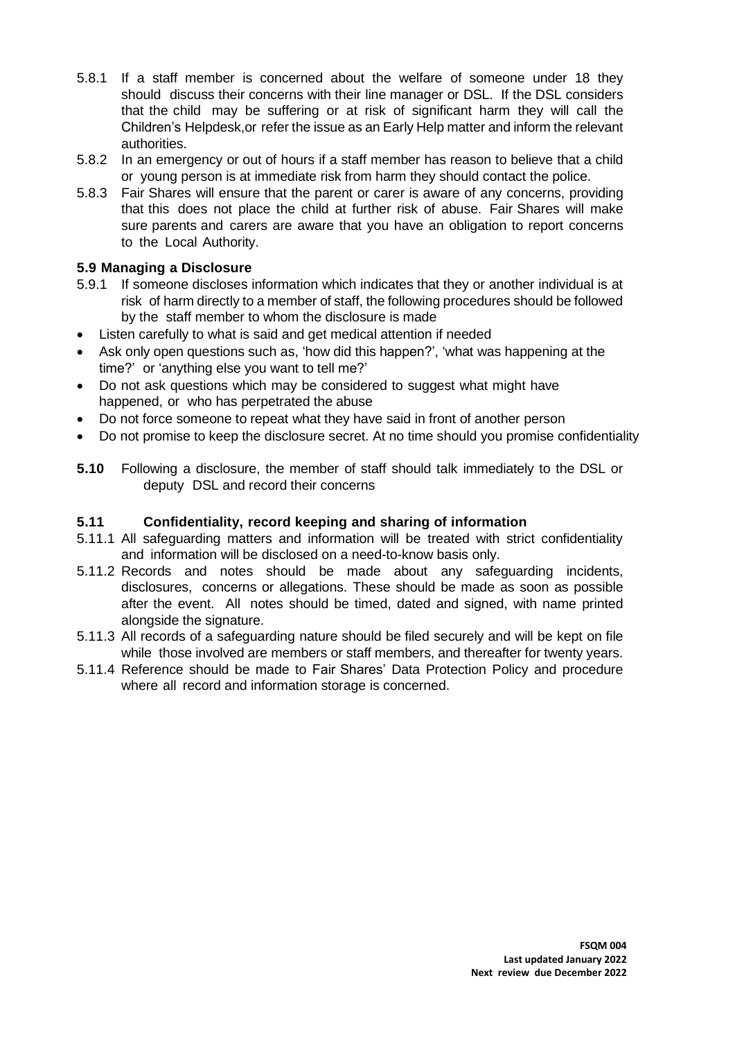5.8.1 If a staff member is concerned about the welfare of someone under 18 they should discuss their concerns with their line manager or DSL. If the DSL considers that the child may be suffering or at risk of significant harm they will call the Children's Helpdesk,or refer the issue as an Early Help matter and inform the relevant authorities.

5.8.2 In an emergency or out of hours if a staff member has reason to believe that a child or young person is at immediate risk from harm they should contact the police.

5.8.3 Fair Shares will ensure that the parent or carer is aware of any concerns, providing that this does not place the child at further risk of abuse. Fair Shares will make sure parents and carers are aware that you have an obligation to report concerns to the Local Authority.

### 5.9 Managing a Disclosure

5.9.1 If someone discloses information which indicates that they or another individual is at risk of harm directly to a member of staff, the following procedures should be followed by the staff member to whom the disclosure is made

- Listen carefully to what is said and get medical attention if needed
- Ask only open questions such as, 'how did this happen?', 'what was happening at the time?' or 'anything else you want to tell me?'
- Do not ask questions which may be considered to suggest what might have happened, or who has perpetrated the abuse
- Do not force someone to repeat what they have said in front of another person
- Do not promise to keep the disclosure secret. At no time should you promise confidentiality

**5.10** Following a disclosure, the member of staff should talk immediately to the DSL or deputy DSL and record their concerns

### 5.11 Confidentiality, record keeping and sharing of information

5.11.1 All safeguarding matters and information will be treated with strict confidentiality and information will be disclosed on a need-to-know basis only.

5.11.2 Records and notes should be made about any safeguarding incidents, disclosures, concerns or allegations. These should be made as soon as possible after the event. All notes should be timed, dated and signed, with name printed alongside the signature.

5.11.3 All records of a safeguarding nature should be filed securely and will be kept on file while those involved are members or staff members, and thereafter for twenty years.

5.11.4 Reference should be made to Fair Shares' Data Protection Policy and procedure where all record and information storage is concerned.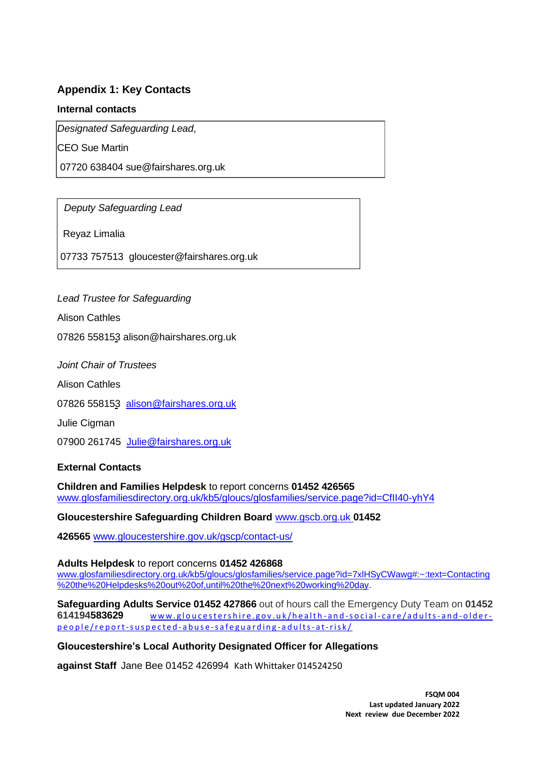## Appendix 1: Key Contacts

### Internal contacts

*Designated Safeguarding Lead*,

CEO Sue Martin

07720 638404 sue@fairshares.org.uk

*Deputy Safeguarding Lead*

Reyaz Limalia

07733 757513 gloucester@fairshares.org.uk

*Lead Trustee for Safeguarding*

Alison Cathles

07826 558153 alison@hairshares.org.uk

*Joint Chair of Trustees*

Alison Cathles

07826 558153 alison@fairshares.org.uk

Julie Cigman

07900 261745 Julie@fairshares.org.uk

### External Contacts

**Children and Families Helpdesk** to report concerns **01452 426565**
www.glosfamiliesdirectory.org.uk/kb5/gloucs/glosfamilies/service.page?id=CfIl40-yhY4

**Gloucestershire Safeguarding Children Board** www.gscb.org.uk **01452 426565** www.gloucestershire.gov.uk/gscp/contact-us/

**Adults Helpdesk** to report concerns **01452 426868**
www.glosfamiliesdirectory.org.uk/kb5/gloucs/glosfamilies/service.page?id=7xlHSyCWawg#:~:text=Contacting%20the%20Helpdesks%20out%20of,until%20the%20next%20working%20day.

**Safeguarding Adults Service 01452 427866** out of hours call the Emergency Duty Team on **01452 614194583629** www.gloucestershire.gov.uk/health-and-social-care/adults-and-older-people/report-suspected-abuse-safeguarding-adults-at-risk/

**Gloucestershire's Local Authority Designated Officer for Allegations against Staff** Jane Bee 01452 426994 Kath Whittaker 014524250

**FSQM 004**
**Last updated January 2022**
**Next review due December 2022**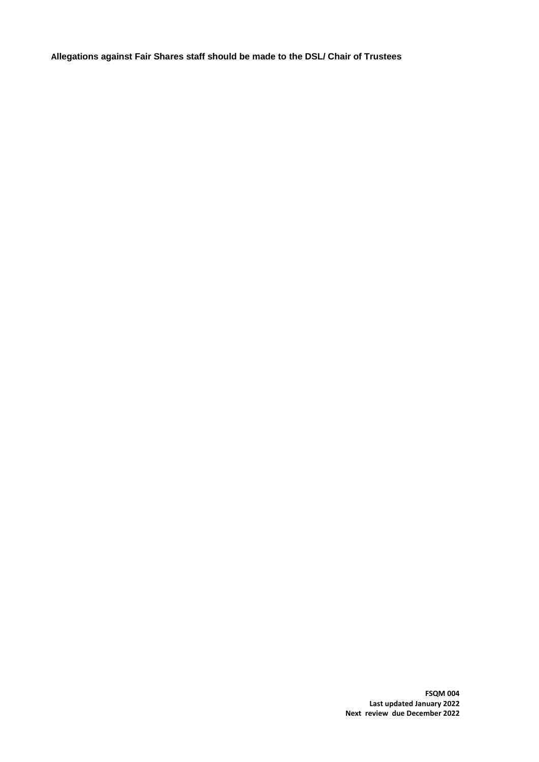**Allegations against Fair Shares staff should be made to the DSL/ Chair of Trustees**

**FSQM 004**
**Last updated January 2022**
**Next review due December 2022**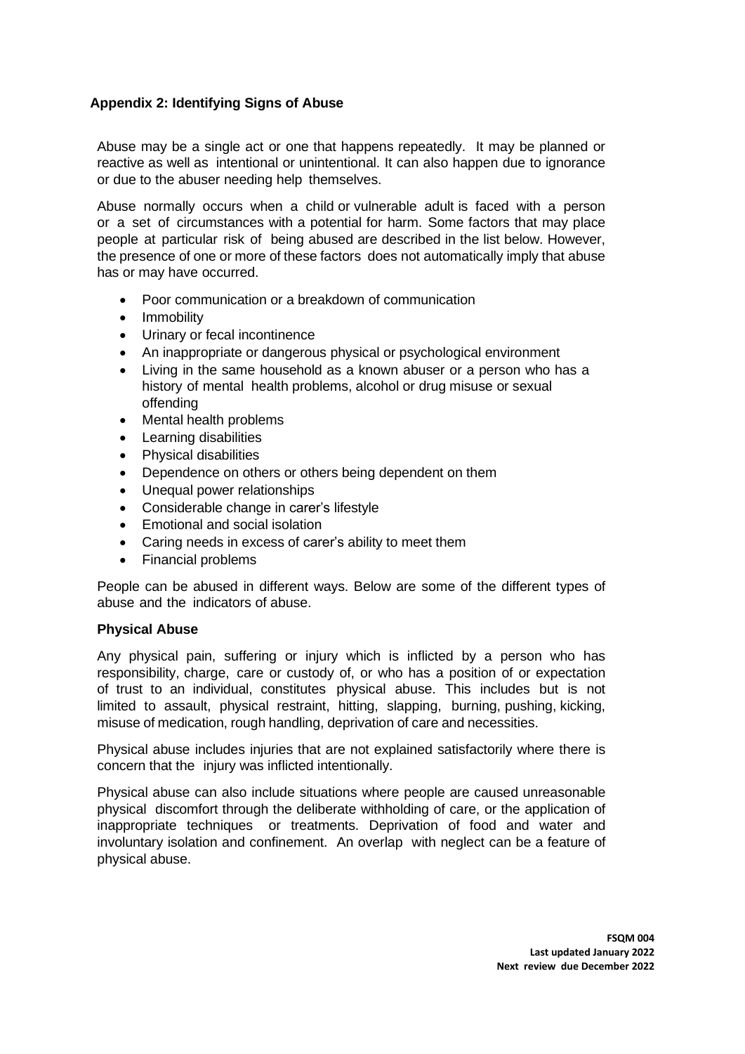## Appendix 2: Identifying Signs of Abuse

Abuse may be a single act or one that happens repeatedly. It may be planned or reactive as well as intentional or unintentional. It can also happen due to ignorance or due to the abuser needing help themselves.

Abuse normally occurs when a child or vulnerable adult is faced with a person or a set of circumstances with a potential for harm. Some factors that may place people at particular risk of being abused are described in the list below. However, the presence of one or more of these factors does not automatically imply that abuse has or may have occurred.

- Poor communication or a breakdown of communication
- Immobility
- Urinary or fecal incontinence
- An inappropriate or dangerous physical or psychological environment
- Living in the same household as a known abuser or a person who has a history of mental health problems, alcohol or drug misuse or sexual offending
- Mental health problems
- Learning disabilities
- Physical disabilities
- Dependence on others or others being dependent on them
- Unequal power relationships
- Considerable change in carer's lifestyle
- Emotional and social isolation
- Caring needs in excess of carer's ability to meet them
- Financial problems

People can be abused in different ways. Below are some of the different types of abuse and the indicators of abuse.

### Physical Abuse

Any physical pain, suffering or injury which is inflicted by a person who has responsibility, charge, care or custody of, or who has a position of or expectation of trust to an individual, constitutes physical abuse. This includes but is not limited to assault, physical restraint, hitting, slapping, burning, pushing, kicking, misuse of medication, rough handling, deprivation of care and necessities.

Physical abuse includes injuries that are not explained satisfactorily where there is concern that the injury was inflicted intentionally.

Physical abuse can also include situations where people are caused unreasonable physical discomfort through the deliberate withholding of care, or the application of inappropriate techniques or treatments. Deprivation of food and water and involuntary isolation and confinement. An overlap with neglect can be a feature of physical abuse.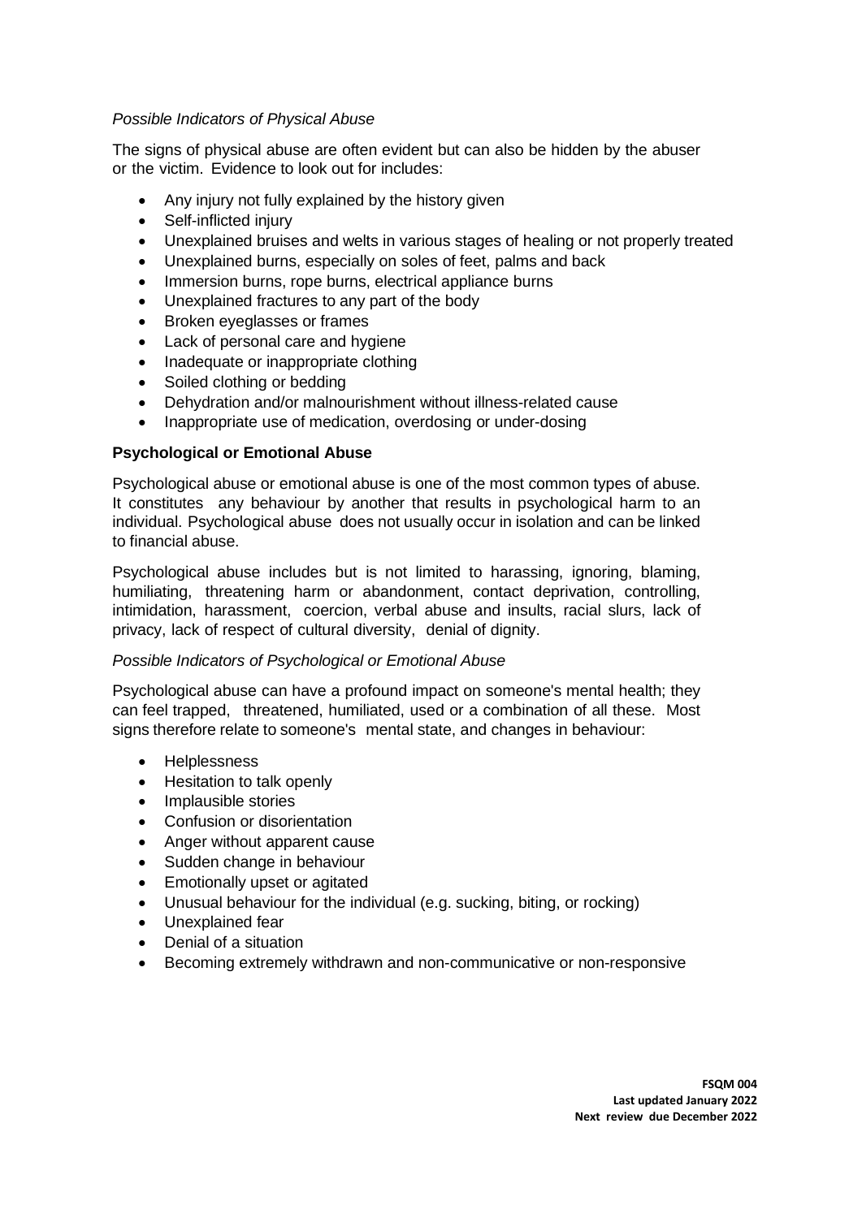*Possible Indicators of Physical Abuse*

The signs of physical abuse are often evident but can also be hidden by the abuser or the victim. Evidence to look out for includes:

- Any injury not fully explained by the history given
- Self-inflicted injury
- Unexplained bruises and welts in various stages of healing or not properly treated
- Unexplained burns, especially on soles of feet, palms and back
- Immersion burns, rope burns, electrical appliance burns
- Unexplained fractures to any part of the body
- Broken eyeglasses or frames
- Lack of personal care and hygiene
- Inadequate or inappropriate clothing
- Soiled clothing or bedding
- Dehydration and/or malnourishment without illness-related cause
- Inappropriate use of medication, overdosing or under-dosing

**Psychological or Emotional Abuse**

Psychological abuse or emotional abuse is one of the most common types of abuse. It constitutes any behaviour by another that results in psychological harm to an individual. Psychological abuse does not usually occur in isolation and can be linked to financial abuse.

Psychological abuse includes but is not limited to harassing, ignoring, blaming, humiliating, threatening harm or abandonment, contact deprivation, controlling, intimidation, harassment, coercion, verbal abuse and insults, racial slurs, lack of privacy, lack of respect of cultural diversity, denial of dignity.

*Possible Indicators of Psychological or Emotional Abuse*

Psychological abuse can have a profound impact on someone's mental health; they can feel trapped, threatened, humiliated, used or a combination of all these. Most signs therefore relate to someone's mental state, and changes in behaviour:

- Helplessness
- Hesitation to talk openly
- Implausible stories
- Confusion or disorientation
- Anger without apparent cause
- Sudden change in behaviour
- Emotionally upset or agitated
- Unusual behaviour for the individual (e.g. sucking, biting, or rocking)
- Unexplained fear
- Denial of a situation
- Becoming extremely withdrawn and non-communicative or non-responsive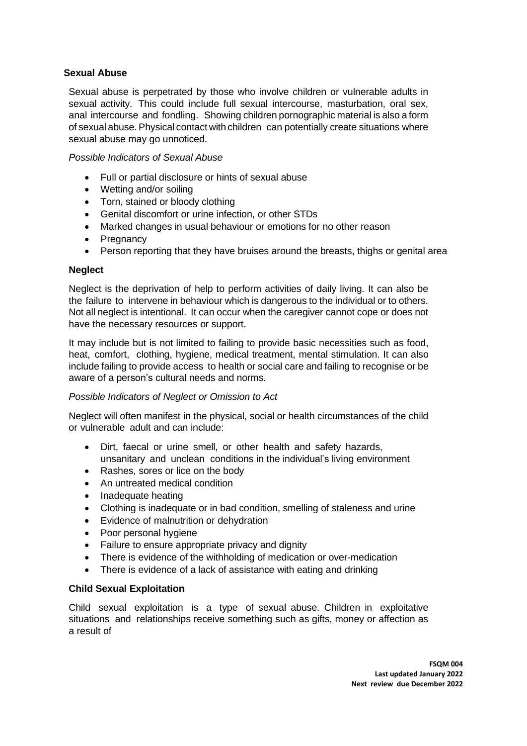### Sexual Abuse

Sexual abuse is perpetrated by those who involve children or vulnerable adults in sexual activity. This could include full sexual intercourse, masturbation, oral sex, anal intercourse and fondling. Showing children pornographic material is also a form of sexual abuse. Physical contact with children can potentially create situations where sexual abuse may go unnoticed.

*Possible Indicators of Sexual Abuse*

- Full or partial disclosure or hints of sexual abuse
- Wetting and/or soiling
- Torn, stained or bloody clothing
- Genital discomfort or urine infection, or other STDs
- Marked changes in usual behaviour or emotions for no other reason
- Pregnancy
- Person reporting that they have bruises around the breasts, thighs or genital area

### Neglect

Neglect is the deprivation of help to perform activities of daily living. It can also be the failure to intervene in behaviour which is dangerous to the individual or to others. Not all neglect is intentional. It can occur when the caregiver cannot cope or does not have the necessary resources or support.

It may include but is not limited to failing to provide basic necessities such as food, heat, comfort, clothing, hygiene, medical treatment, mental stimulation. It can also include failing to provide access to health or social care and failing to recognise or be aware of a person's cultural needs and norms.

*Possible Indicators of Neglect or Omission to Act*

Neglect will often manifest in the physical, social or health circumstances of the child or vulnerable adult and can include:

- Dirt, faecal or urine smell, or other health and safety hazards, unsanitary and unclean conditions in the individual's living environment
- Rashes, sores or lice on the body
- An untreated medical condition
- Inadequate heating
- Clothing is inadequate or in bad condition, smelling of staleness and urine
- Evidence of malnutrition or dehydration
- Poor personal hygiene
- Failure to ensure appropriate privacy and dignity
- There is evidence of the withholding of medication or over-medication
- There is evidence of a lack of assistance with eating and drinking

### Child Sexual Exploitation

Child sexual exploitation is a type of sexual abuse. Children in exploitative situations and relationships receive something such as gifts, money or affection as a result of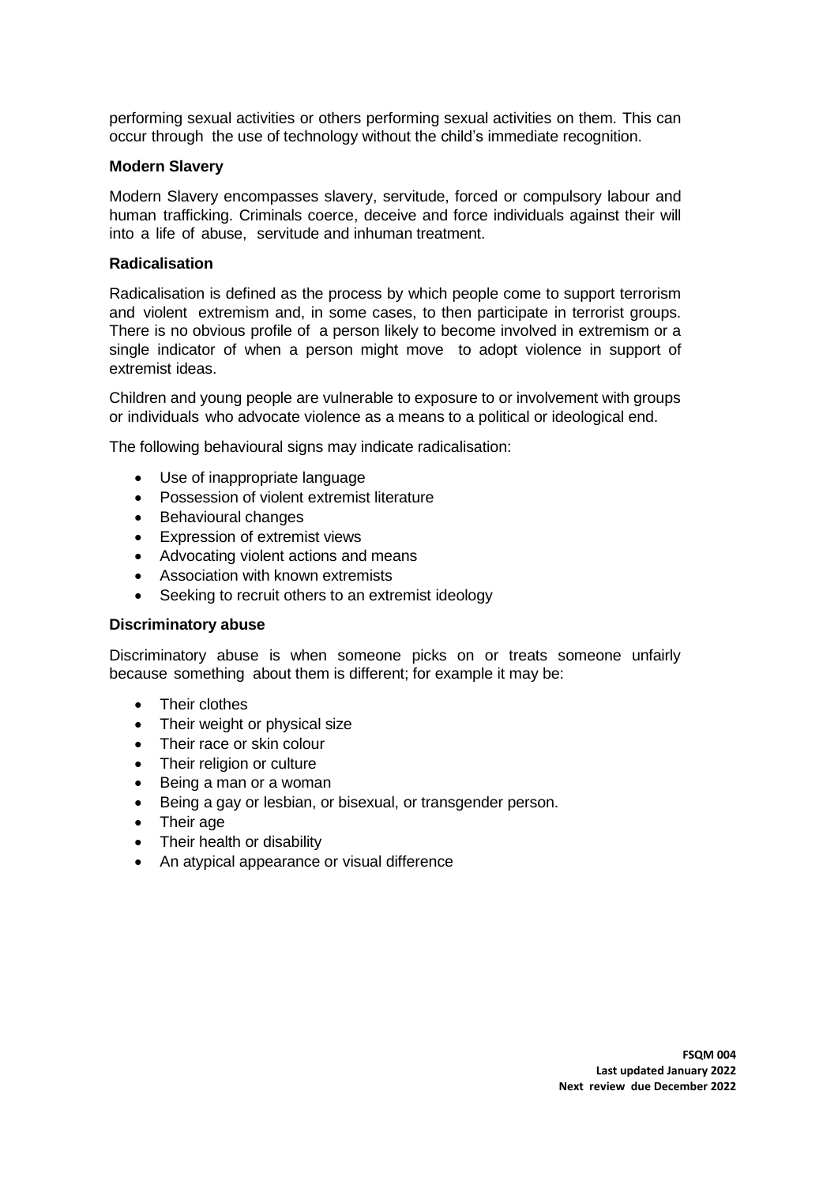performing sexual activities or others performing sexual activities on them. This can occur through the use of technology without the child's immediate recognition.

**Modern Slavery**

Modern Slavery encompasses slavery, servitude, forced or compulsory labour and human trafficking. Criminals coerce, deceive and force individuals against their will into a life of abuse, servitude and inhuman treatment.

**Radicalisation**

Radicalisation is defined as the process by which people come to support terrorism and violent extremism and, in some cases, to then participate in terrorist groups. There is no obvious profile of a person likely to become involved in extremism or a single indicator of when a person might move to adopt violence in support of extremist ideas.

Children and young people are vulnerable to exposure to or involvement with groups or individuals who advocate violence as a means to a political or ideological end.

The following behavioural signs may indicate radicalisation:

- Use of inappropriate language
- Possession of violent extremist literature
- Behavioural changes
- Expression of extremist views
- Advocating violent actions and means
- Association with known extremists
- Seeking to recruit others to an extremist ideology

**Discriminatory abuse**

Discriminatory abuse is when someone picks on or treats someone unfairly because something about them is different; for example it may be:

- Their clothes
- Their weight or physical size
- Their race or skin colour
- Their religion or culture
- Being a man or a woman
- Being a gay or lesbian, or bisexual, or transgender person.
- Their age
- Their health or disability
- An atypical appearance or visual difference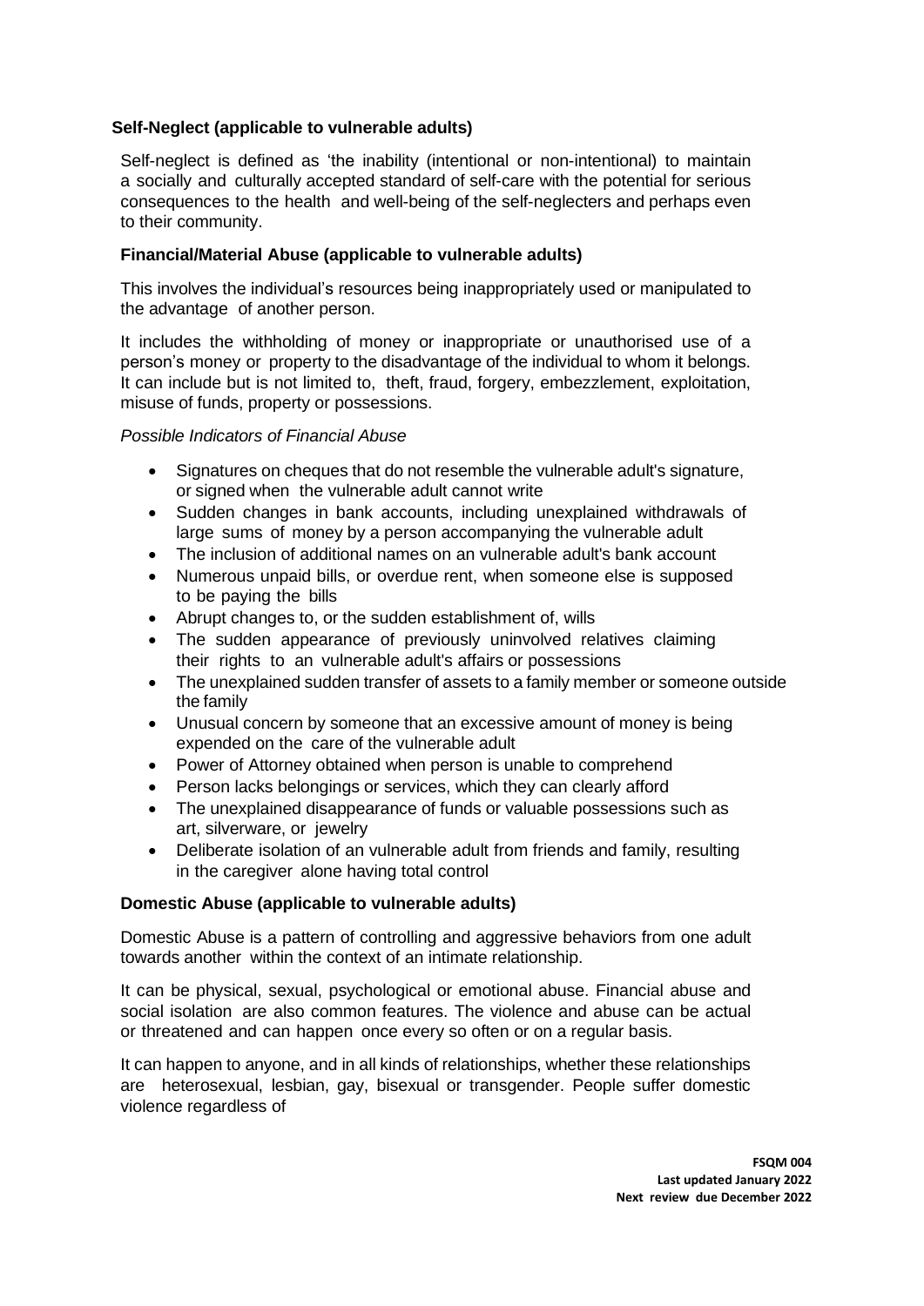**Self-Neglect (applicable to vulnerable adults)**

Self-neglect is defined as 'the inability (intentional or non-intentional) to maintain a socially and culturally accepted standard of self-care with the potential for serious consequences to the health and well-being of the self-neglecters and perhaps even to their community.

**Financial/Material Abuse (applicable to vulnerable adults)**

This involves the individual's resources being inappropriately used or manipulated to the advantage of another person.

It includes the withholding of money or inappropriate or unauthorised use of a person's money or property to the disadvantage of the individual to whom it belongs. It can include but is not limited to, theft, fraud, forgery, embezzlement, exploitation, misuse of funds, property or possessions.

*Possible Indicators of Financial Abuse*

- Signatures on cheques that do not resemble the vulnerable adult's signature, or signed when the vulnerable adult cannot write
- Sudden changes in bank accounts, including unexplained withdrawals of large sums of money by a person accompanying the vulnerable adult
- The inclusion of additional names on an vulnerable adult's bank account
- Numerous unpaid bills, or overdue rent, when someone else is supposed to be paying the bills
- Abrupt changes to, or the sudden establishment of, wills
- The sudden appearance of previously uninvolved relatives claiming their rights to an vulnerable adult's affairs or possessions
- The unexplained sudden transfer of assets to a family member or someone outside the family
- Unusual concern by someone that an excessive amount of money is being expended on the care of the vulnerable adult
- Power of Attorney obtained when person is unable to comprehend
- Person lacks belongings or services, which they can clearly afford
- The unexplained disappearance of funds or valuable possessions such as art, silverware, or jewelry
- Deliberate isolation of an vulnerable adult from friends and family, resulting in the caregiver alone having total control

**Domestic Abuse (applicable to vulnerable adults)**

Domestic Abuse is a pattern of controlling and aggressive behaviors from one adult towards another within the context of an intimate relationship.

It can be physical, sexual, psychological or emotional abuse. Financial abuse and social isolation are also common features. The violence and abuse can be actual or threatened and can happen once every so often or on a regular basis.

It can happen to anyone, and in all kinds of relationships, whether these relationships are heterosexual, lesbian, gay, bisexual or transgender. People suffer domestic violence regardless of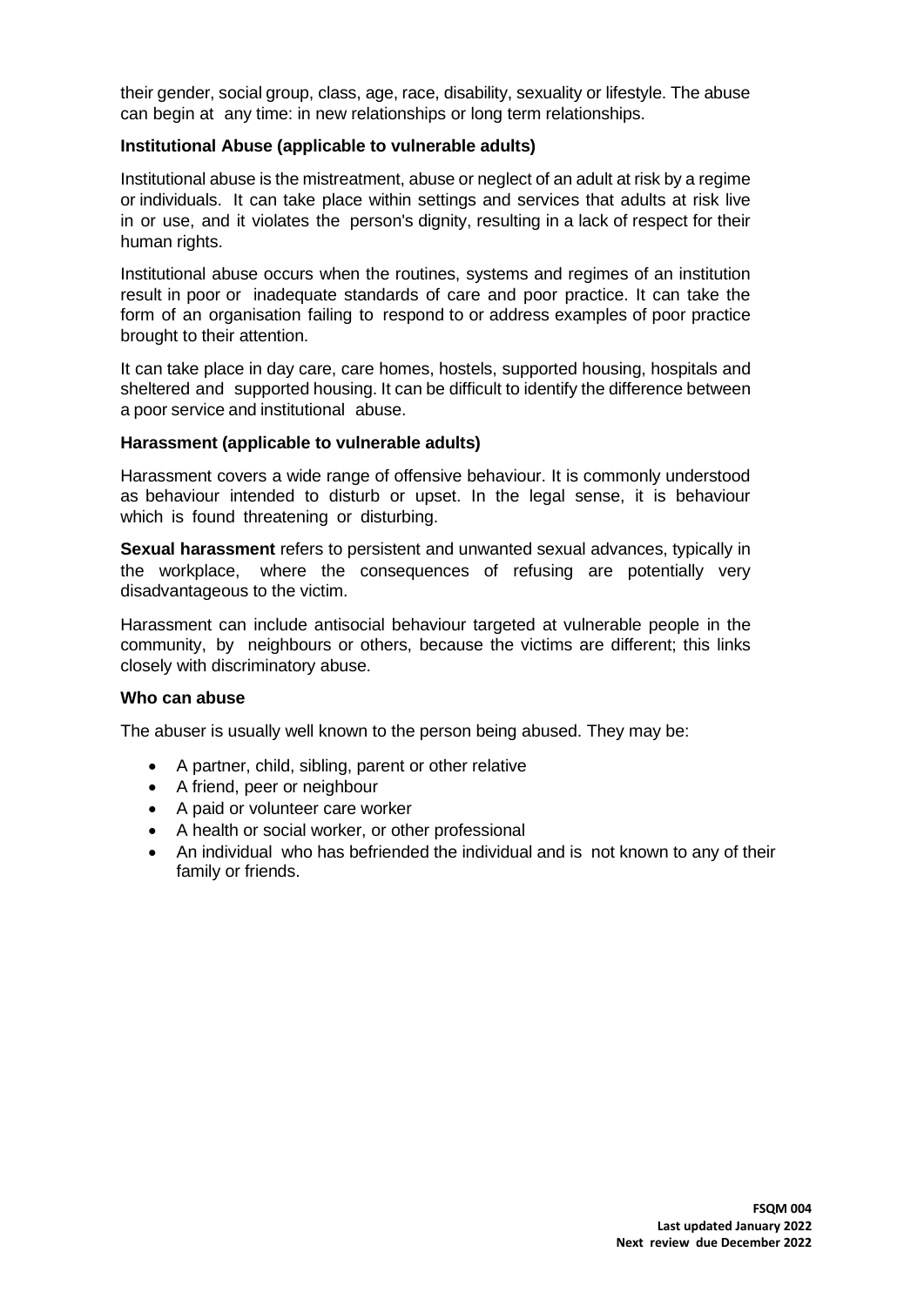their gender, social group, class, age, race, disability, sexuality or lifestyle. The abuse can begin at any time: in new relationships or long term relationships.

**Institutional Abuse (applicable to vulnerable adults)**

Institutional abuse is the mistreatment, abuse or neglect of an adult at risk by a regime or individuals. It can take place within settings and services that adults at risk live in or use, and it violates the person's dignity, resulting in a lack of respect for their human rights.

Institutional abuse occurs when the routines, systems and regimes of an institution result in poor or inadequate standards of care and poor practice. It can take the form of an organisation failing to respond to or address examples of poor practice brought to their attention.

It can take place in day care, care homes, hostels, supported housing, hospitals and sheltered and supported housing. It can be difficult to identify the difference between a poor service and institutional abuse.

**Harassment (applicable to vulnerable adults)**

Harassment covers a wide range of offensive behaviour. It is commonly understood as behaviour intended to disturb or upset. In the legal sense, it is behaviour which is found threatening or disturbing.

**Sexual harassment** refers to persistent and unwanted sexual advances, typically in the workplace, where the consequences of refusing are potentially very disadvantageous to the victim.

Harassment can include antisocial behaviour targeted at vulnerable people in the community, by neighbours or others, because the victims are different; this links closely with discriminatory abuse.

**Who can abuse**

The abuser is usually well known to the person being abused. They may be:

- A partner, child, sibling, parent or other relative
- A friend, peer or neighbour
- A paid or volunteer care worker
- A health or social worker, or other professional
- An individual who has befriended the individual and is not known to any of their family or friends.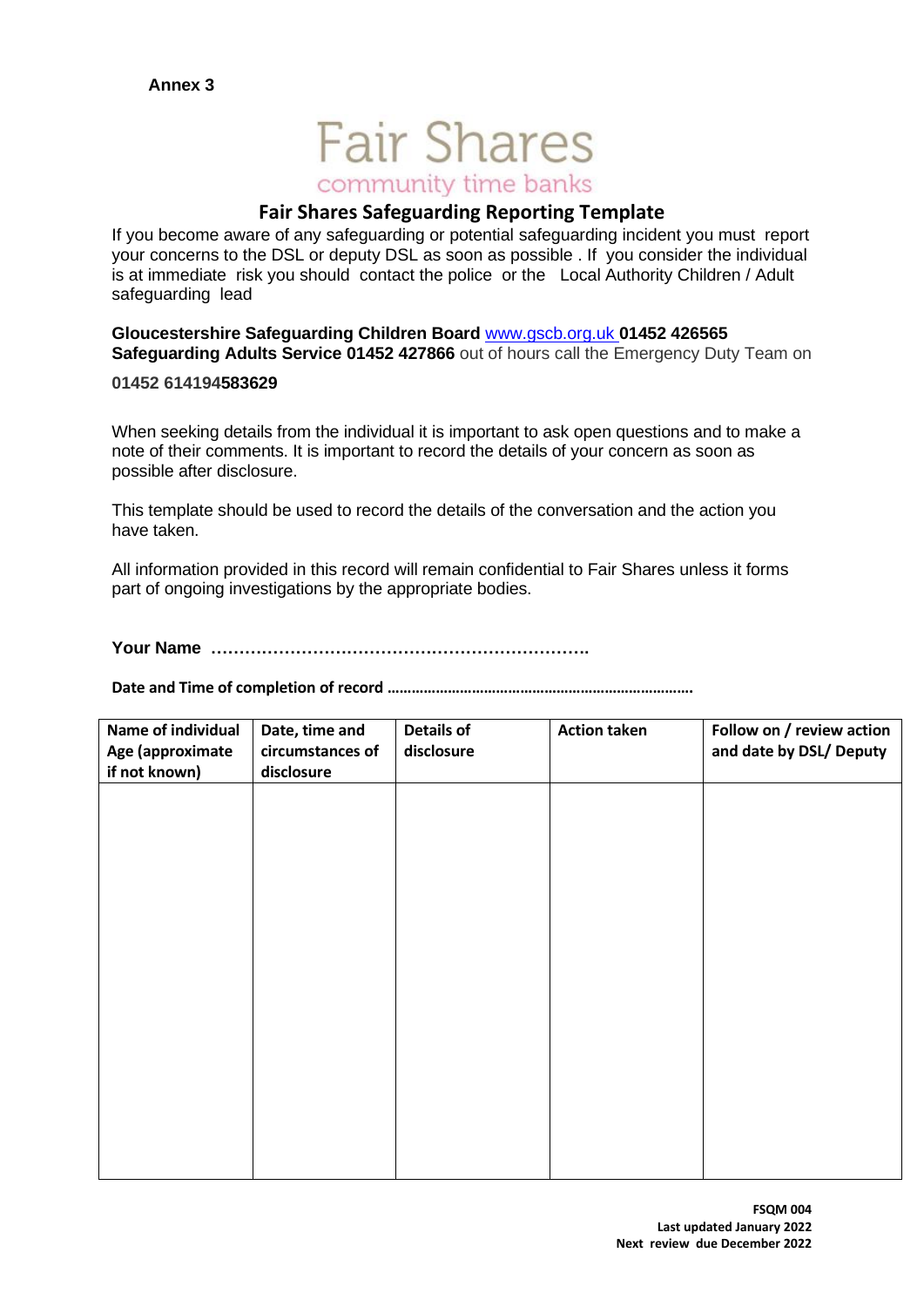**Annex 3**

Fair Shares

community time banks

## Fair Shares Safeguarding Reporting Template

If you become aware of any safeguarding or potential safeguarding incident you must report your concerns to the DSL or deputy DSL as soon as possible . If you consider the individual is at immediate risk you should contact the police or the Local Authority Children / Adult safeguarding lead

**Gloucestershire Safeguarding Children Board** www.gscb.org.uk **01452 426565**
**Safeguarding Adults Service 01452 427866** out of hours call the Emergency Duty Team on

**01452 614194583629**

When seeking details from the individual it is important to ask open questions and to make a note of their comments. It is important to record the details of your concern as soon as possible after disclosure.

This template should be used to record the details of the conversation and the action you have taken.

All information provided in this record will remain confidential to Fair Shares unless it forms part of ongoing investigations by the appropriate bodies.

**Your Name ………………………………………………………….**

**Date and Time of completion of record ………………………………………………………………**

| Name of individual Age (approximate if not known) | Date, time and circumstances of disclosure | Details of disclosure | Action taken | Follow on / review action and date by DSL/ Deputy |
|---|---|---|---|---|
| | | | | |

**FSQM 004**
**Last updated January 2022**
**Next review due December 2022**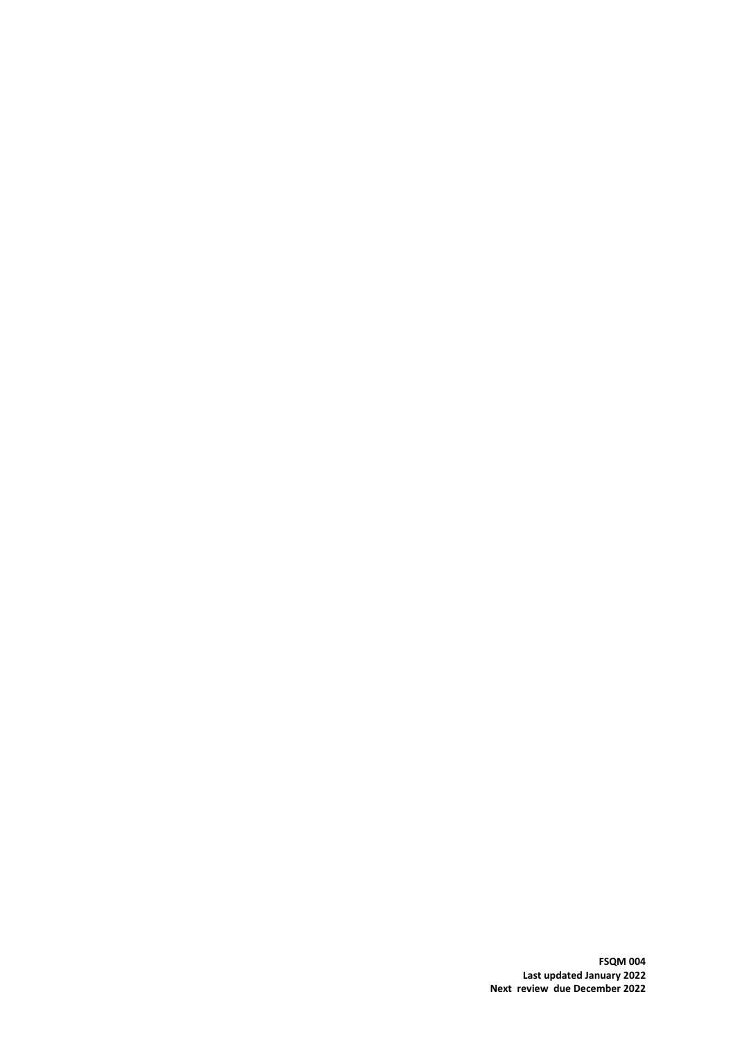**FSQM 004**
**Last updated January 2022**
**Next review due December 2022**